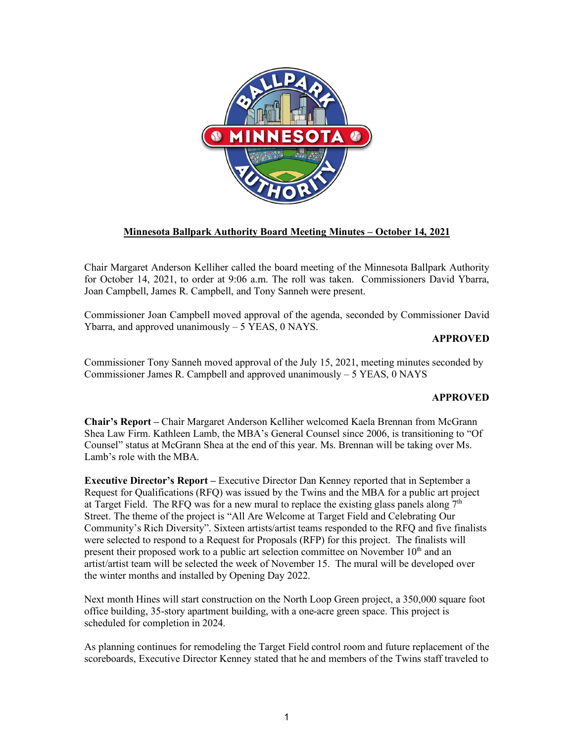# Minnesota Ballpark Authority Board Meeting Minutes – October 14, 2021

Chair Margaret Anderson Kelliher called the board meeting of the Minnesota Ballpark Authority for October 14, 2021, to order at 9:06 a.m. The roll was taken. Commissioners David Ybarra, Joan Campbell, James R. Campbell, and Tony Sanneh were present.

Commissioner Joan Campbell moved approval of the agenda, seconded by Commissioner David Ybarra, and approved unanimously – 5 YEAS, 0 NAYS.

**APPROVED**

Commissioner Tony Sanneh moved approval of the July 15, 2021, meeting minutes seconded by Commissioner James R. Campbell and approved unanimously – 5 YEAS, 0 NAYS

**APPROVED**

**Chair's Report –** Chair Margaret Anderson Kelliher welcomed Kaela Brennan from McGrann Shea Law Firm. Kathleen Lamb, the MBA's General Counsel since 2006, is transitioning to "Of Counsel" status at McGrann Shea at the end of this year. Ms. Brennan will be taking over Ms. Lamb's role with the MBA.

**Executive Director's Report –** Executive Director Dan Kenney reported that in September a Request for Qualifications (RFQ) was issued by the Twins and the MBA for a public art project at Target Field. The RFQ was for a new mural to replace the existing glass panels along 7th Street. The theme of the project is "All Are Welcome at Target Field and Celebrating Our Community's Rich Diversity". Sixteen artists/artist teams responded to the RFQ and five finalists were selected to respond to a Request for Proposals (RFP) for this project. The finalists will present their proposed work to a public art selection committee on November 10th and an artist/artist team will be selected the week of November 15. The mural will be developed over the winter months and installed by Opening Day 2022.

Next month Hines will start construction on the North Loop Green project, a 350,000 square foot office building, 35-story apartment building, with a one-acre green space. This project is scheduled for completion in 2024.

As planning continues for remodeling the Target Field control room and future replacement of the scoreboards, Executive Director Kenney stated that he and members of the Twins staff traveled to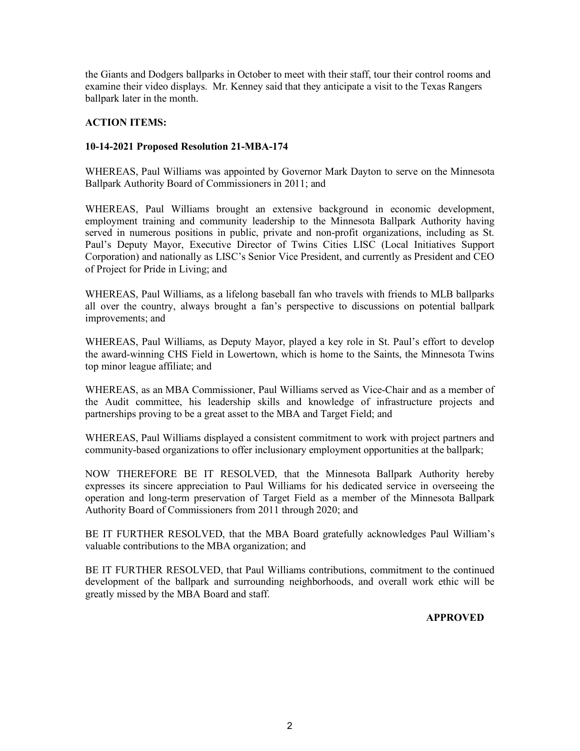the Giants and Dodgers ballparks in October to meet with their staff, tour their control rooms and examine their video displays. Mr. Kenney said that they anticipate a visit to the Texas Rangers ballpark later in the month.

**ACTION ITEMS:**

**10-14-2021 Proposed Resolution 21-MBA-174**

WHEREAS, Paul Williams was appointed by Governor Mark Dayton to serve on the Minnesota Ballpark Authority Board of Commissioners in 2011; and

WHEREAS, Paul Williams brought an extensive background in economic development, employment training and community leadership to the Minnesota Ballpark Authority having served in numerous positions in public, private and non-profit organizations, including as St. Paul's Deputy Mayor, Executive Director of Twins Cities LISC (Local Initiatives Support Corporation) and nationally as LISC's Senior Vice President, and currently as President and CEO of Project for Pride in Living; and

WHEREAS, Paul Williams, as a lifelong baseball fan who travels with friends to MLB ballparks all over the country, always brought a fan's perspective to discussions on potential ballpark improvements; and

WHEREAS, Paul Williams, as Deputy Mayor, played a key role in St. Paul's effort to develop the award-winning CHS Field in Lowertown, which is home to the Saints, the Minnesota Twins top minor league affiliate; and

WHEREAS, as an MBA Commissioner, Paul Williams served as Vice-Chair and as a member of the Audit committee, his leadership skills and knowledge of infrastructure projects and partnerships proving to be a great asset to the MBA and Target Field; and

WHEREAS, Paul Williams displayed a consistent commitment to work with project partners and community-based organizations to offer inclusionary employment opportunities at the ballpark;

NOW THEREFORE BE IT RESOLVED, that the Minnesota Ballpark Authority hereby expresses its sincere appreciation to Paul Williams for his dedicated service in overseeing the operation and long-term preservation of Target Field as a member of the Minnesota Ballpark Authority Board of Commissioners from 2011 through 2020; and

BE IT FURTHER RESOLVED, that the MBA Board gratefully acknowledges Paul William's valuable contributions to the MBA organization; and

BE IT FURTHER RESOLVED, that Paul Williams contributions, commitment to the continued development of the ballpark and surrounding neighborhoods, and overall work ethic will be greatly missed by the MBA Board and staff.

**APPROVED**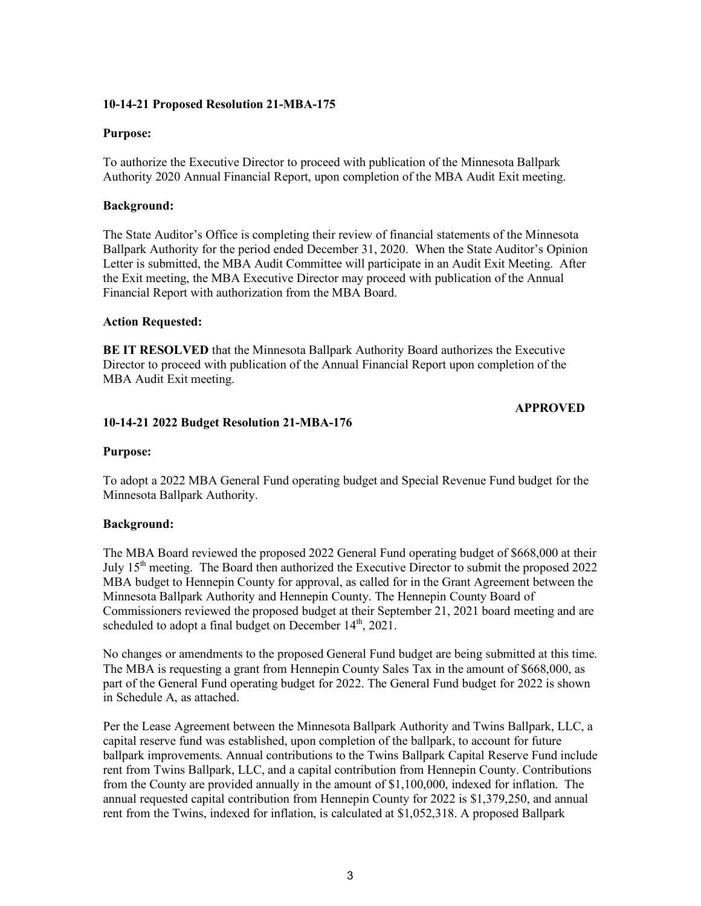**10-14-21 Proposed Resolution 21-MBA-175**

**Purpose:**

To authorize the Executive Director to proceed with publication of the Minnesota Ballpark Authority 2020 Annual Financial Report, upon completion of the MBA Audit Exit meeting.

**Background:**

The State Auditor's Office is completing their review of financial statements of the Minnesota Ballpark Authority for the period ended December 31, 2020. When the State Auditor's Opinion Letter is submitted, the MBA Audit Committee will participate in an Audit Exit Meeting. After the Exit meeting, the MBA Executive Director may proceed with publication of the Annual Financial Report with authorization from the MBA Board.

**Action Requested:**

**BE IT RESOLVED** that the Minnesota Ballpark Authority Board authorizes the Executive Director to proceed with publication of the Annual Financial Report upon completion of the MBA Audit Exit meeting.

**APPROVED**

**10-14-21 2022 Budget Resolution 21-MBA-176**

**Purpose:**

To adopt a 2022 MBA General Fund operating budget and Special Revenue Fund budget for the Minnesota Ballpark Authority.

**Background:**

The MBA Board reviewed the proposed 2022 General Fund operating budget of $668,000 at their July 15th meeting. The Board then authorized the Executive Director to submit the proposed 2022 MBA budget to Hennepin County for approval, as called for in the Grant Agreement between the Minnesota Ballpark Authority and Hennepin County. The Hennepin County Board of Commissioners reviewed the proposed budget at their September 21, 2021 board meeting and are scheduled to adopt a final budget on December 14th, 2021.

No changes or amendments to the proposed General Fund budget are being submitted at this time. The MBA is requesting a grant from Hennepin County Sales Tax in the amount of $668,000, as part of the General Fund operating budget for 2022. The General Fund budget for 2022 is shown in Schedule A, as attached.

Per the Lease Agreement between the Minnesota Ballpark Authority and Twins Ballpark, LLC, a capital reserve fund was established, upon completion of the ballpark, to account for future ballpark improvements. Annual contributions to the Twins Ballpark Capital Reserve Fund include rent from Twins Ballpark, LLC, and a capital contribution from Hennepin County. Contributions from the County are provided annually in the amount of $1,100,000, indexed for inflation. The annual requested capital contribution from Hennepin County for 2022 is $1,379,250, and annual rent from the Twins, indexed for inflation, is calculated at $1,052,318. A proposed Ballpark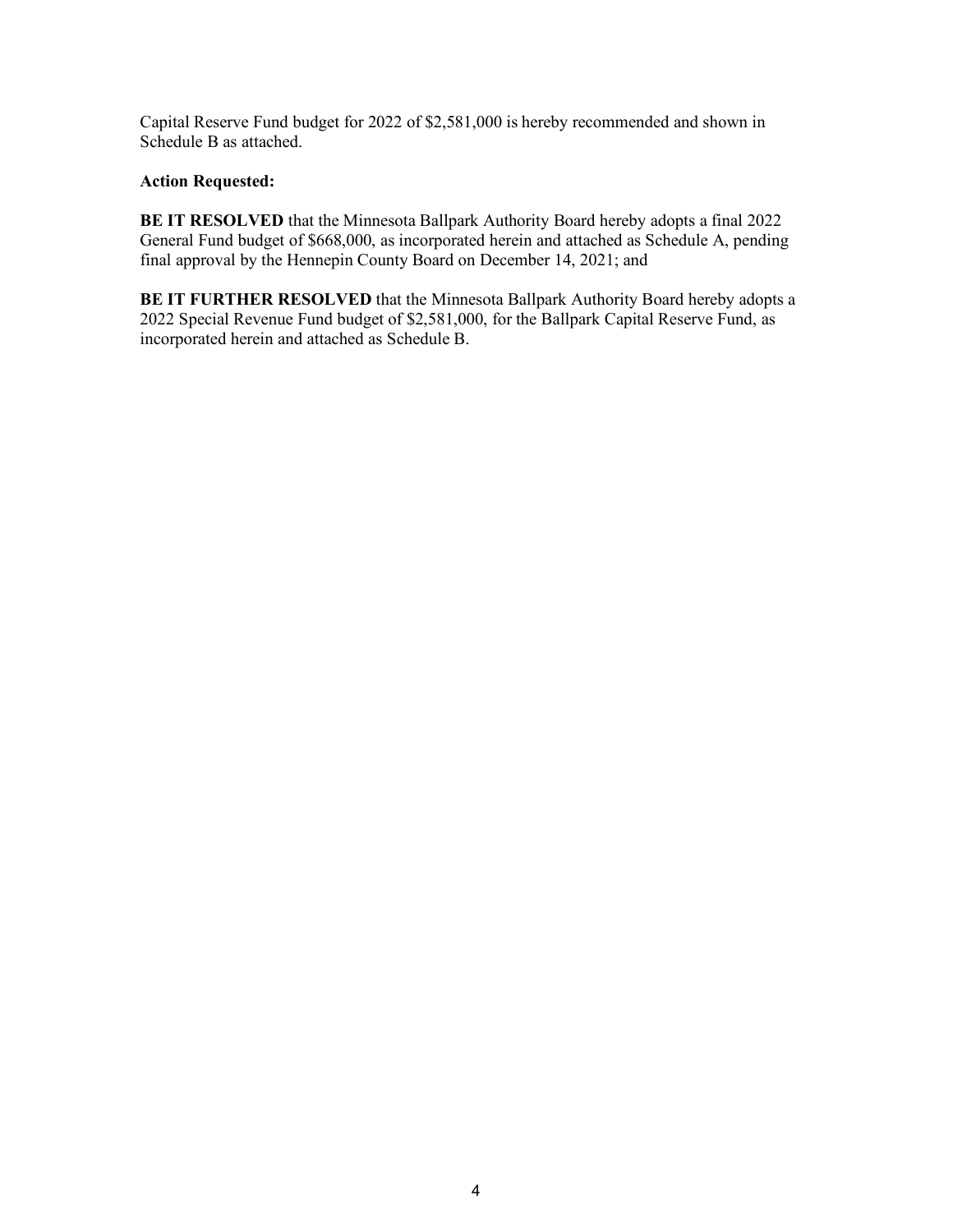Capital Reserve Fund budget for 2022 of $2,581,000 is hereby recommended and shown in Schedule B as attached.

**Action Requested:**

**BE IT RESOLVED** that the Minnesota Ballpark Authority Board hereby adopts a final 2022 General Fund budget of $668,000, as incorporated herein and attached as Schedule A, pending final approval by the Hennepin County Board on December 14, 2021; and

**BE IT FURTHER RESOLVED** that the Minnesota Ballpark Authority Board hereby adopts a 2022 Special Revenue Fund budget of $2,581,000, for the Ballpark Capital Reserve Fund, as incorporated herein and attached as Schedule B.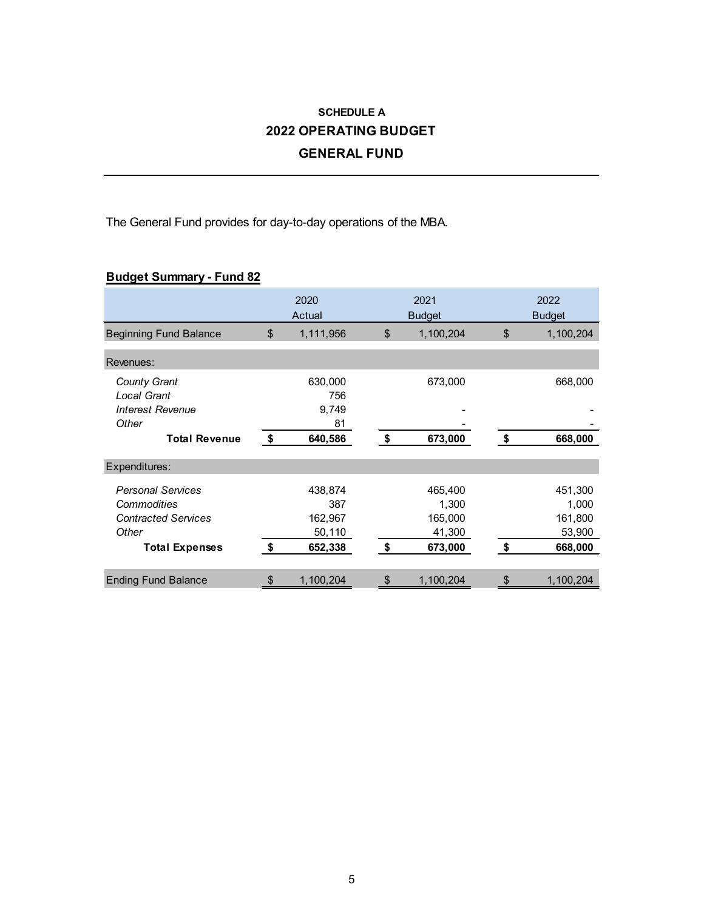# SCHEDULE A

## 2022 OPERATING BUDGET

## GENERAL FUND

The General Fund provides for day-to-day operations of the MBA.

**Budget Summary - Fund 82**

| | 2020 Actual | 2021 Budget | 2022 Budget |
|---|---|---|---|
| Beginning Fund Balance | $ 1,111,956 | $ 1,100,204 | $ 1,100,204 |
| **Revenues:** | | | |
| *County Grant* | 630,000 | 673,000 | 668,000 |
| *Local Grant* | 756 | | |
| *Interest Revenue* | 9,749 | - | - |
| *Other* | 81 | - | - |
| **Total Revenue** | **$ 640,586** | **$ 673,000** | **$ 668,000** |
| **Expenditures:** | | | |
| *Personal Services* | 438,874 | 465,400 | 451,300 |
| *Commodities* | 387 | 1,300 | 1,000 |
| *Contracted Services* | 162,967 | 165,000 | 161,800 |
| *Other* | 50,110 | 41,300 | 53,900 |
| **Total Expenses** | **$ 652,338** | **$ 673,000** | **$ 668,000** |
| Ending Fund Balance | $ 1,100,204 | $ 1,100,204 | $ 1,100,204 |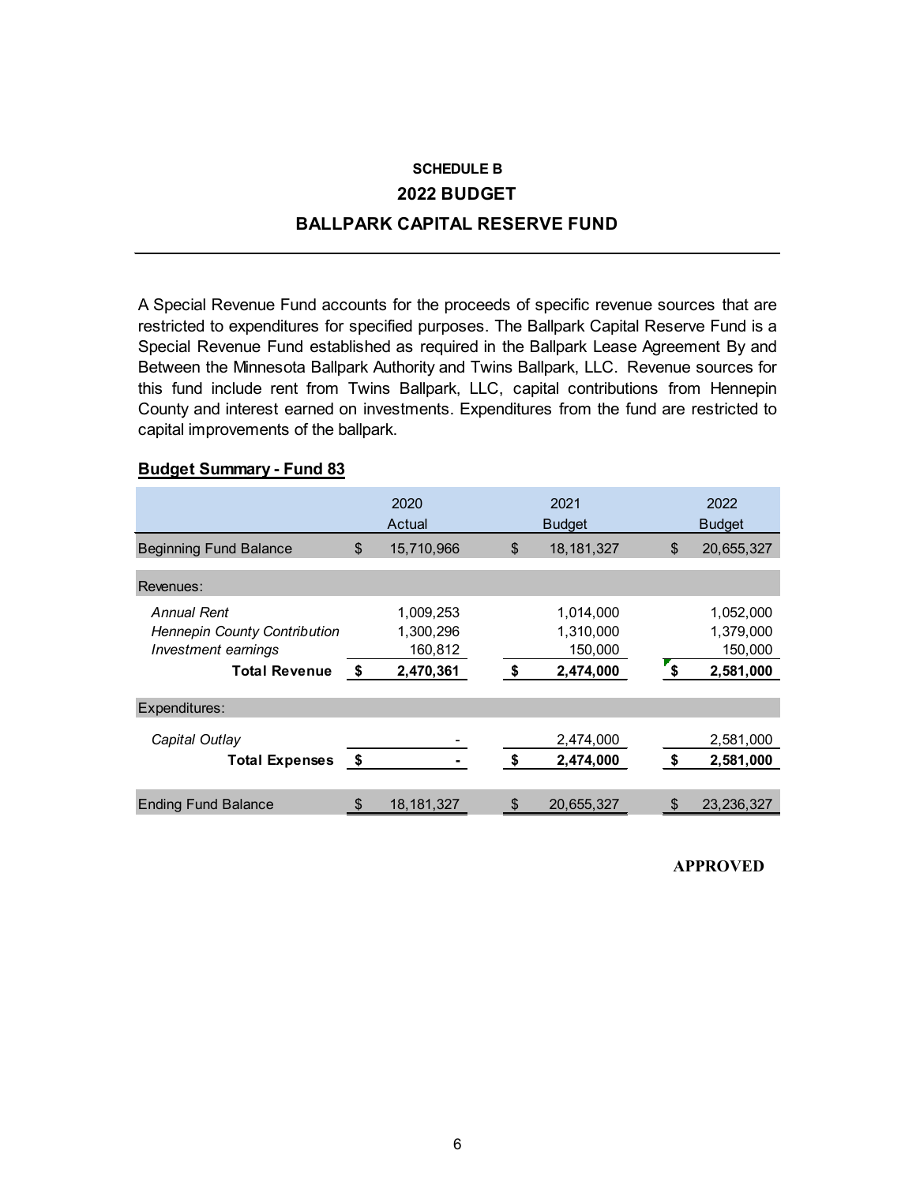### SCHEDULE B

## 2022 BUDGET

## BALLPARK CAPITAL RESERVE FUND

A Special Revenue Fund accounts for the proceeds of specific revenue sources that are restricted to expenditures for specified purposes. The Ballpark Capital Reserve Fund is a Special Revenue Fund established as required in the Ballpark Lease Agreement By and Between the Minnesota Ballpark Authority and Twins Ballpark, LLC. Revenue sources for this fund include rent from Twins Ballpark, LLC, capital contributions from Hennepin County and interest earned on investments. Expenditures from the fund are restricted to capital improvements of the ballpark.

**Budget Summary - Fund 83**

| | 2020 Actual | 2021 Budget | 2022 Budget |
|---|---|---|---|
| Beginning Fund Balance | $ 15,710,966 | $ 18,181,327 | $ 20,655,327 |
| Revenues: | | | |
| *Annual Rent* | 1,009,253 | 1,014,000 | 1,052,000 |
| *Hennepin County Contribution* | 1,300,296 | 1,310,000 | 1,379,000 |
| *Investment earnings* | 160,812 | 150,000 | 150,000 |
| **Total Revenue** | **$ 2,470,361** | **$ 2,474,000** | **$ 2,581,000** |
| Expenditures: | | | |
| *Capital Outlay* | - | 2,474,000 | 2,581,000 |
| **Total Expenses** | **$ -** | **$ 2,474,000** | **$ 2,581,000** |
| Ending Fund Balance | $ 18,181,327 | $ 20,655,327 | $ 23,236,327 |

**APPROVED**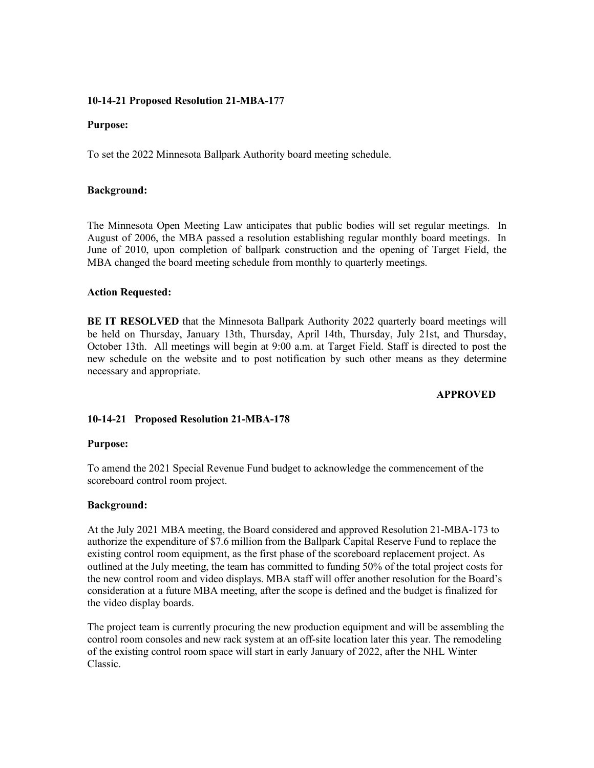**10-14-21 Proposed Resolution 21-MBA-177**

**Purpose:**

To set the 2022 Minnesota Ballpark Authority board meeting schedule.

**Background:**

The Minnesota Open Meeting Law anticipates that public bodies will set regular meetings. In August of 2006, the MBA passed a resolution establishing regular monthly board meetings. In June of 2010, upon completion of ballpark construction and the opening of Target Field, the MBA changed the board meeting schedule from monthly to quarterly meetings.

**Action Requested:**

**BE IT RESOLVED** that the Minnesota Ballpark Authority 2022 quarterly board meetings will be held on Thursday, January 13th, Thursday, April 14th, Thursday, July 21st, and Thursday, October 13th. All meetings will begin at 9:00 a.m. at Target Field. Staff is directed to post the new schedule on the website and to post notification by such other means as they determine necessary and appropriate.

**APPROVED**

**10-14-21 Proposed Resolution 21-MBA-178**

**Purpose:**

To amend the 2021 Special Revenue Fund budget to acknowledge the commencement of the scoreboard control room project.

**Background:**

At the July 2021 MBA meeting, the Board considered and approved Resolution 21-MBA-173 to authorize the expenditure of $7.6 million from the Ballpark Capital Reserve Fund to replace the existing control room equipment, as the first phase of the scoreboard replacement project. As outlined at the July meeting, the team has committed to funding 50% of the total project costs for the new control room and video displays. MBA staff will offer another resolution for the Board's consideration at a future MBA meeting, after the scope is defined and the budget is finalized for the video display boards.

The project team is currently procuring the new production equipment and will be assembling the control room consoles and new rack system at an off-site location later this year. The remodeling of the existing control room space will start in early January of 2022, after the NHL Winter Classic.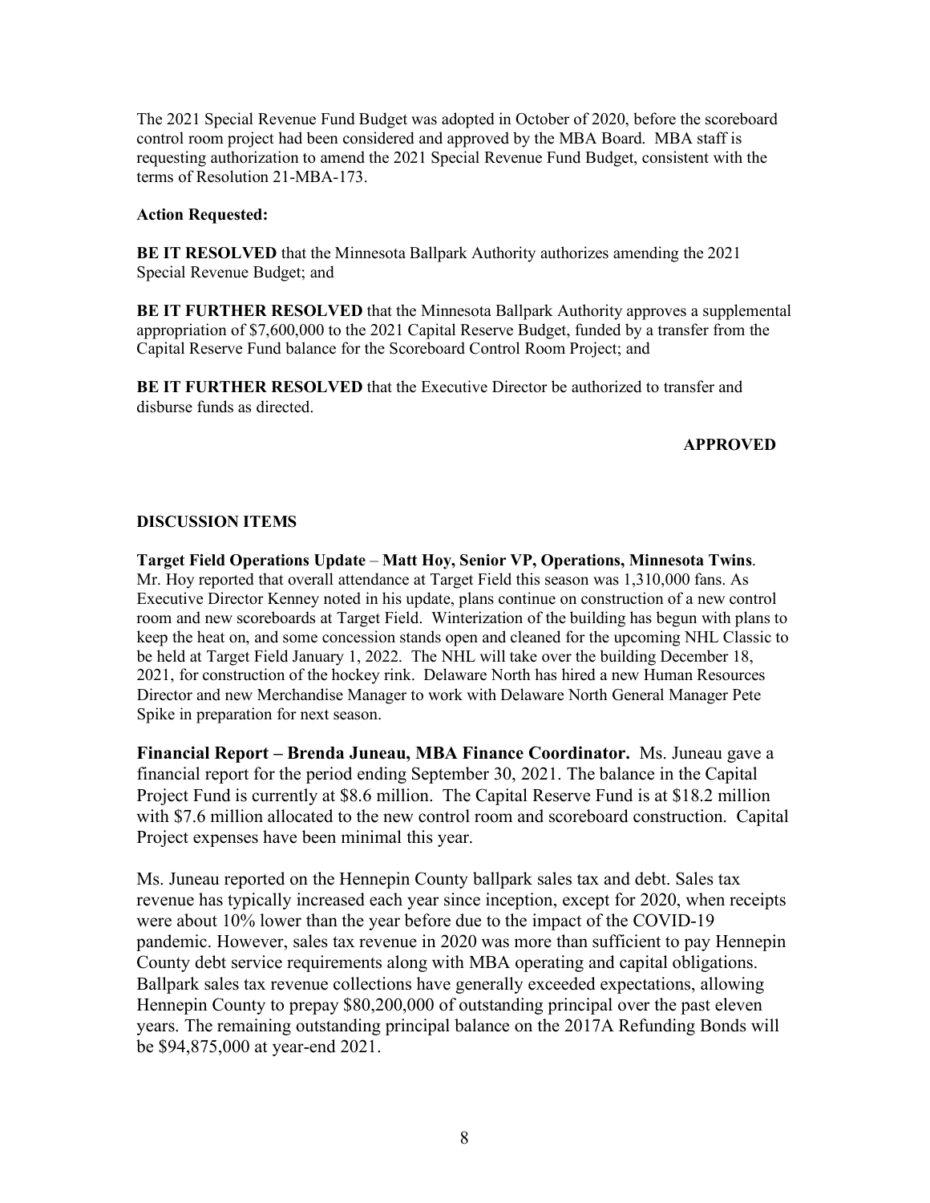The 2021 Special Revenue Fund Budget was adopted in October of 2020, before the scoreboard control room project had been considered and approved by the MBA Board. MBA staff is requesting authorization to amend the 2021 Special Revenue Fund Budget, consistent with the terms of Resolution 21-MBA-173.

**Action Requested:**

**BE IT RESOLVED** that the Minnesota Ballpark Authority authorizes amending the 2021 Special Revenue Budget; and

**BE IT FURTHER RESOLVED** that the Minnesota Ballpark Authority approves a supplemental appropriation of $7,600,000 to the 2021 Capital Reserve Budget, funded by a transfer from the Capital Reserve Fund balance for the Scoreboard Control Room Project; and

**BE IT FURTHER RESOLVED** that the Executive Director be authorized to transfer and disburse funds as directed.

**APPROVED**

**DISCUSSION ITEMS**

**Target Field Operations Update** – **Matt Hoy, Senior VP, Operations, Minnesota Twins**. Mr. Hoy reported that overall attendance at Target Field this season was 1,310,000 fans. As Executive Director Kenney noted in his update, plans continue on construction of a new control room and new scoreboards at Target Field. Winterization of the building has begun with plans to keep the heat on, and some concession stands open and cleaned for the upcoming NHL Classic to be held at Target Field January 1, 2022. The NHL will take over the building December 18, 2021, for construction of the hockey rink. Delaware North has hired a new Human Resources Director and new Merchandise Manager to work with Delaware North General Manager Pete Spike in preparation for next season.

**Financial Report – Brenda Juneau, MBA Finance Coordinator.** Ms. Juneau gave a financial report for the period ending September 30, 2021. The balance in the Capital Project Fund is currently at $8.6 million. The Capital Reserve Fund is at $18.2 million with $7.6 million allocated to the new control room and scoreboard construction. Capital Project expenses have been minimal this year.

Ms. Juneau reported on the Hennepin County ballpark sales tax and debt. Sales tax revenue has typically increased each year since inception, except for 2020, when receipts were about 10% lower than the year before due to the impact of the COVID-19 pandemic. However, sales tax revenue in 2020 was more than sufficient to pay Hennepin County debt service requirements along with MBA operating and capital obligations. Ballpark sales tax revenue collections have generally exceeded expectations, allowing Hennepin County to prepay $80,200,000 of outstanding principal over the past eleven years. The remaining outstanding principal balance on the 2017A Refunding Bonds will be $94,875,000 at year-end 2021.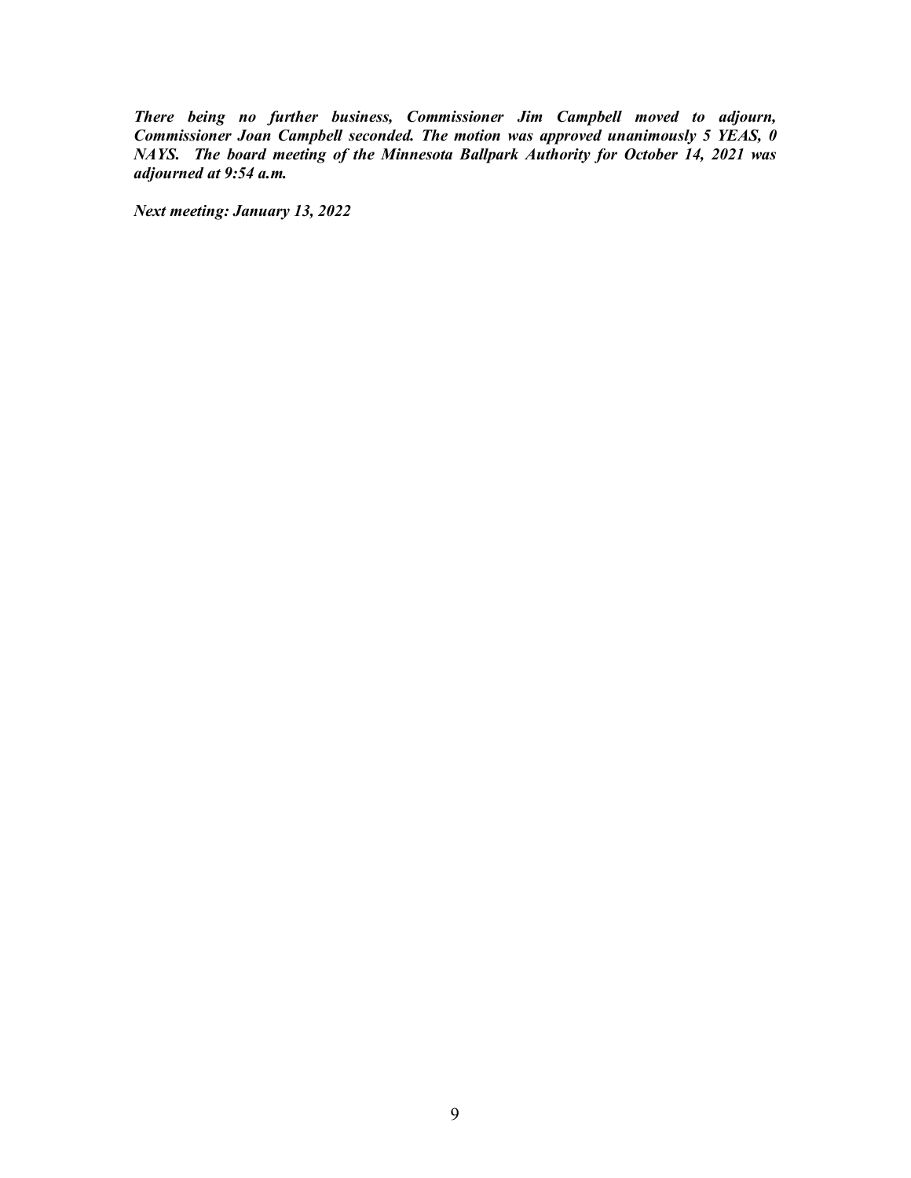***There being no further business, Commissioner Jim Campbell moved to adjourn, Commissioner Joan Campbell seconded. The motion was approved unanimously 5 YEAS, 0 NAYS. The board meeting of the Minnesota Ballpark Authority for October 14, 2021 was adjourned at 9:54 a.m.***

***Next meeting: January 13, 2022***